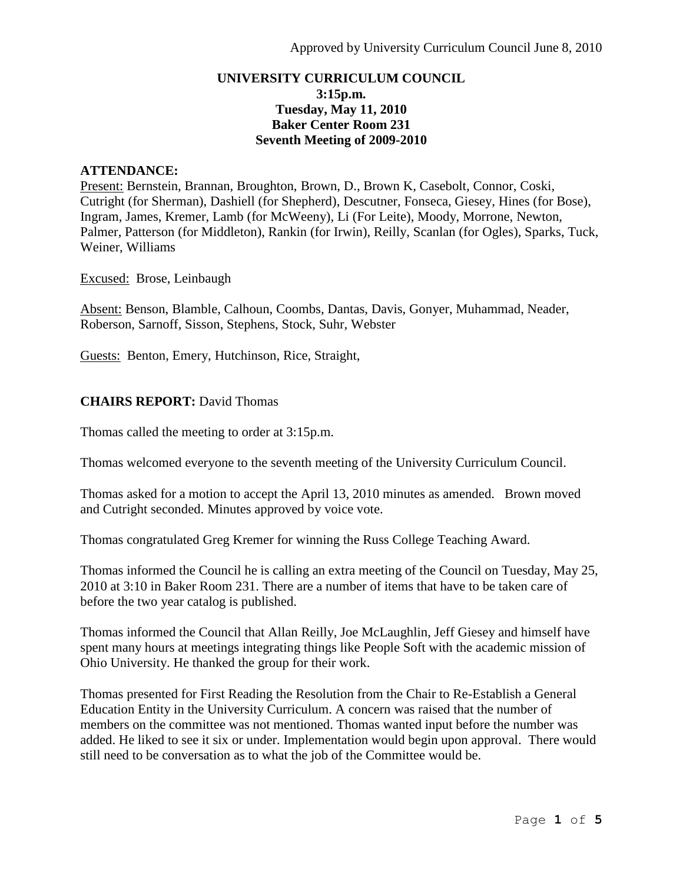Approved by University Curriculum Council June 8, 2010

**UNIVERSITY CURRICULUM COUNCIL**
**3:15p.m.**
**Tuesday, May 11, 2010**
**Baker Center Room 231**
**Seventh Meeting of 2009-2010**

**ATTENDANCE:**

Present: Bernstein, Brannan, Broughton, Brown, D., Brown K, Casebolt, Connor, Coski, Cutright (for Sherman), Dashiell (for Shepherd), Descutner, Fonseca, Giesey, Hines (for Bose), Ingram, James, Kremer, Lamb (for McWeeny), Li (For Leite), Moody, Morrone, Newton, Palmer, Patterson (for Middleton), Rankin (for Irwin), Reilly, Scanlan (for Ogles), Sparks, Tuck, Weiner, Williams

Excused: Brose, Leinbaugh

Absent: Benson, Blamble, Calhoun, Coombs, Dantas, Davis, Gonyer, Muhammad, Neader, Roberson, Sarnoff, Sisson, Stephens, Stock, Suhr, Webster

Guests: Benton, Emery, Hutchinson, Rice, Straight,

**CHAIRS REPORT:** David Thomas

Thomas called the meeting to order at 3:15p.m.

Thomas welcomed everyone to the seventh meeting of the University Curriculum Council.

Thomas asked for a motion to accept the April 13, 2010 minutes as amended. Brown moved and Cutright seconded. Minutes approved by voice vote.

Thomas congratulated Greg Kremer for winning the Russ College Teaching Award.

Thomas informed the Council he is calling an extra meeting of the Council on Tuesday, May 25, 2010 at 3:10 in Baker Room 231. There are a number of items that have to be taken care of before the two year catalog is published.

Thomas informed the Council that Allan Reilly, Joe McLaughlin, Jeff Giesey and himself have spent many hours at meetings integrating things like People Soft with the academic mission of Ohio University. He thanked the group for their work.

Thomas presented for First Reading the Resolution from the Chair to Re-Establish a General Education Entity in the University Curriculum. A concern was raised that the number of members on the committee was not mentioned. Thomas wanted input before the number was added. He liked to see it six or under. Implementation would begin upon approval. There would still need to be conversation as to what the job of the Committee would be.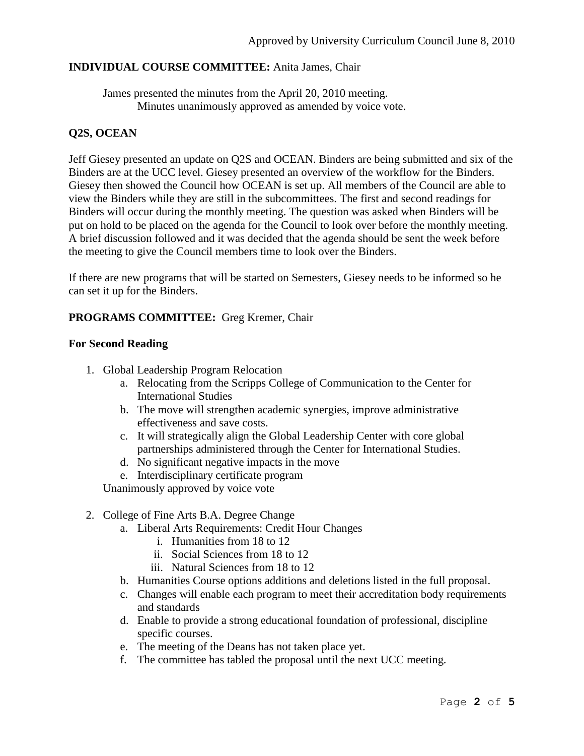Approved by University Curriculum Council June 8, 2010

**INDIVIDUAL COURSE COMMITTEE:** Anita James, Chair

James presented the minutes from the April 20, 2010 meeting.
Minutes unanimously approved as amended by voice vote.

**Q2S, OCEAN**

Jeff Giesey presented an update on Q2S and OCEAN. Binders are being submitted and six of the Binders are at the UCC level. Giesey presented an overview of the workflow for the Binders. Giesey then showed the Council how OCEAN is set up. All members of the Council are able to view the Binders while they are still in the subcommittees. The first and second readings for Binders will occur during the monthly meeting. The question was asked when Binders will be put on hold to be placed on the agenda for the Council to look over before the monthly meeting. A brief discussion followed and it was decided that the agenda should be sent the week before the meeting to give the Council members time to look over the Binders.

If there are new programs that will be started on Semesters, Giesey needs to be informed so he can set it up for the Binders.

**PROGRAMS COMMITTEE:** Greg Kremer, Chair

**For Second Reading**

1. Global Leadership Program Relocation
    a. Relocating from the Scripps College of Communication to the Center for International Studies
    b. The move will strengthen academic synergies, improve administrative effectiveness and save costs.
    c. It will strategically align the Global Leadership Center with core global partnerships administered through the Center for International Studies.
    d. No significant negative impacts in the move
    e. Interdisciplinary certificate program

    Unanimously approved by voice vote

2. College of Fine Arts B.A. Degree Change
    a. Liberal Arts Requirements: Credit Hour Changes
        i. Humanities from 18 to 12
        ii. Social Sciences from 18 to 12
        iii. Natural Sciences from 18 to 12
    b. Humanities Course options additions and deletions listed in the full proposal.
    c. Changes will enable each program to meet their accreditation body requirements and standards
    d. Enable to provide a strong educational foundation of professional, discipline specific courses.
    e. The meeting of the Deans has not taken place yet.
    f. The committee has tabled the proposal until the next UCC meeting.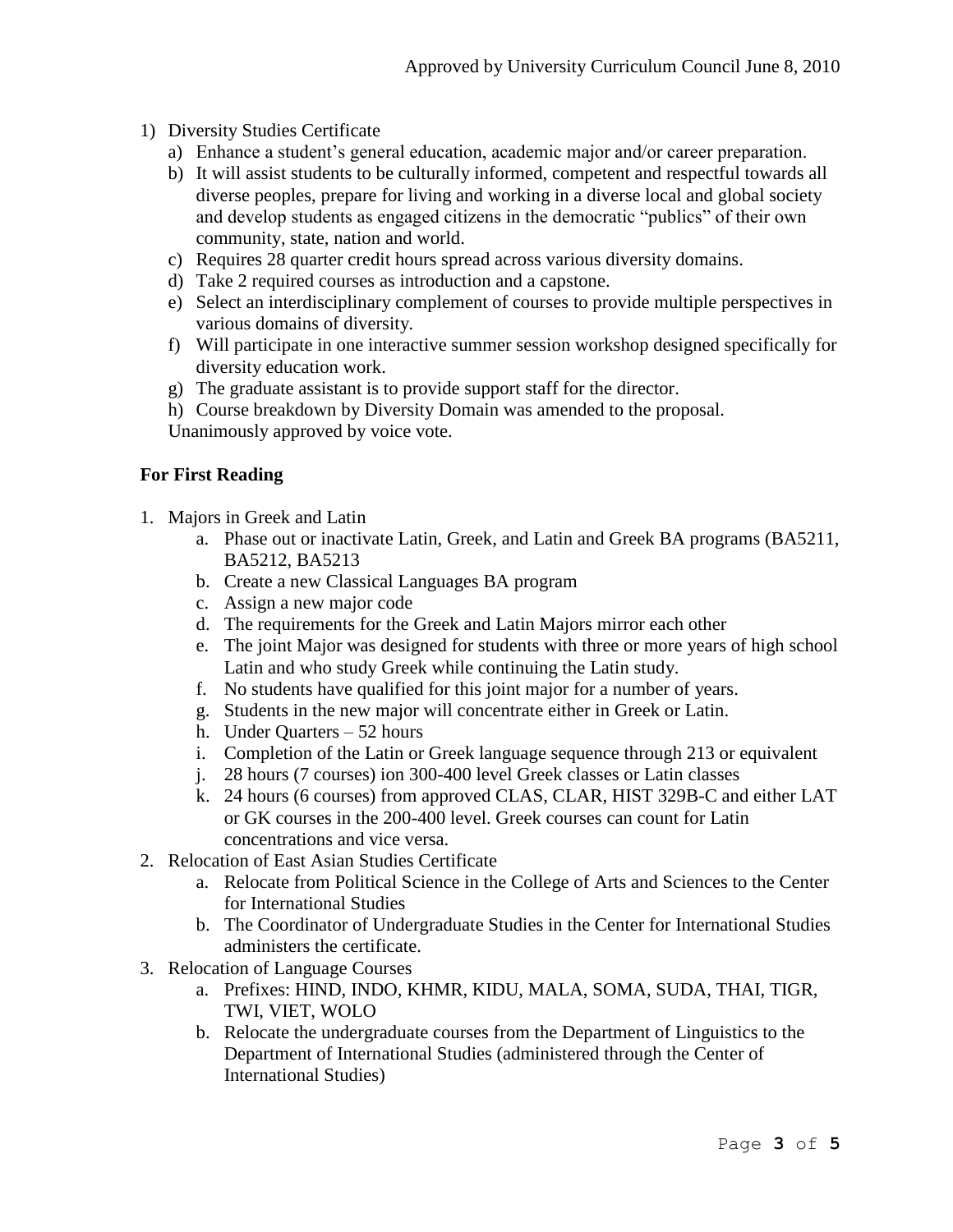Approved by University Curriculum Council June 8, 2010

1) Diversity Studies Certificate
    a) Enhance a student's general education, academic major and/or career preparation.
    b) It will assist students to be culturally informed, competent and respectful towards all diverse peoples, prepare for living and working in a diverse local and global society and develop students as engaged citizens in the democratic "publics" of their own community, state, nation and world.
    c) Requires 28 quarter credit hours spread across various diversity domains.
    d) Take 2 required courses as introduction and a capstone.
    e) Select an interdisciplinary complement of courses to provide multiple perspectives in various domains of diversity.
    f) Will participate in one interactive summer session workshop designed specifically for diversity education work.
    g) The graduate assistant is to provide support staff for the director.
    h) Course breakdown by Diversity Domain was amended to the proposal.

    Unanimously approved by voice vote.

**For First Reading**

1. Majors in Greek and Latin
    a. Phase out or inactivate Latin, Greek, and Latin and Greek BA programs (BA5211, BA5212, BA5213
    b. Create a new Classical Languages BA program
    c. Assign a new major code
    d. The requirements for the Greek and Latin Majors mirror each other
    e. The joint Major was designed for students with three or more years of high school Latin and who study Greek while continuing the Latin study.
    f. No students have qualified for this joint major for a number of years.
    g. Students in the new major will concentrate either in Greek or Latin.
    h. Under Quarters – 52 hours
    i. Completion of the Latin or Greek language sequence through 213 or equivalent
    j. 28 hours (7 courses) ion 300-400 level Greek classes or Latin classes
    k. 24 hours (6 courses) from approved CLAS, CLAR, HIST 329B-C and either LAT or GK courses in the 200-400 level. Greek courses can count for Latin concentrations and vice versa.
2. Relocation of East Asian Studies Certificate
    a. Relocate from Political Science in the College of Arts and Sciences to the Center for International Studies
    b. The Coordinator of Undergraduate Studies in the Center for International Studies administers the certificate.
3. Relocation of Language Courses
    a. Prefixes: HIND, INDO, KHMR, KIDU, MALA, SOMA, SUDA, THAI, TIGR, TWI, VIET, WOLO
    b. Relocate the undergraduate courses from the Department of Linguistics to the Department of International Studies (administered through the Center of International Studies)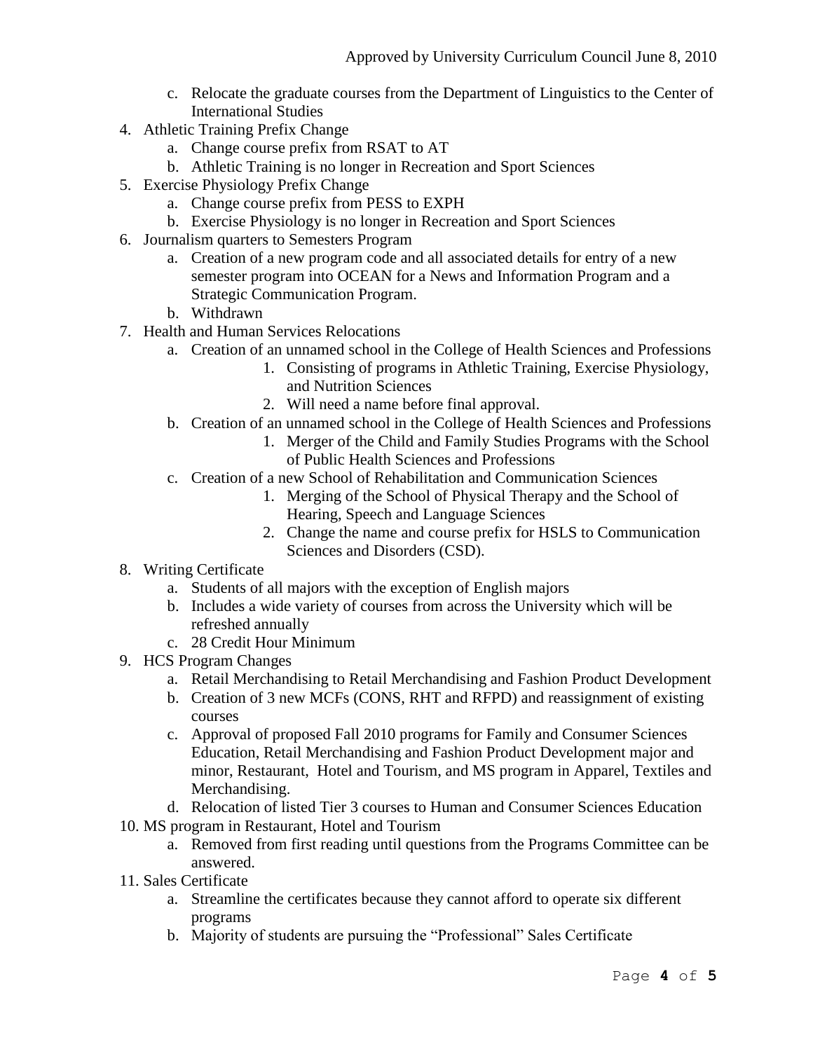c. Relocate the graduate courses from the Department of Linguistics to the Center of International Studies

4. Athletic Training Prefix Change
   a. Change course prefix from RSAT to AT
   b. Athletic Training is no longer in Recreation and Sport Sciences
5. Exercise Physiology Prefix Change
   a. Change course prefix from PESS to EXPH
   b. Exercise Physiology is no longer in Recreation and Sport Sciences
6. Journalism quarters to Semesters Program
   a. Creation of a new program code and all associated details for entry of a new semester program into OCEAN for a News and Information Program and a Strategic Communication Program.
   b. Withdrawn
7. Health and Human Services Relocations
   a. Creation of an unnamed school in the College of Health Sciences and Professions
      1. Consisting of programs in Athletic Training, Exercise Physiology, and Nutrition Sciences
      2. Will need a name before final approval.
   b. Creation of an unnamed school in the College of Health Sciences and Professions
      1. Merger of the Child and Family Studies Programs with the School of Public Health Sciences and Professions
   c. Creation of a new School of Rehabilitation and Communication Sciences
      1. Merging of the School of Physical Therapy and the School of Hearing, Speech and Language Sciences
      2. Change the name and course prefix for HSLS to Communication Sciences and Disorders (CSD).
8. Writing Certificate
   a. Students of all majors with the exception of English majors
   b. Includes a wide variety of courses from across the University which will be refreshed annually
   c. 28 Credit Hour Minimum
9. HCS Program Changes
   a. Retail Merchandising to Retail Merchandising and Fashion Product Development
   b. Creation of 3 new MCFs (CONS, RHT and RFPD) and reassignment of existing courses
   c. Approval of proposed Fall 2010 programs for Family and Consumer Sciences Education, Retail Merchandising and Fashion Product Development major and minor, Restaurant, Hotel and Tourism, and MS program in Apparel, Textiles and Merchandising.
   d. Relocation of listed Tier 3 courses to Human and Consumer Sciences Education
10. MS program in Restaurant, Hotel and Tourism
    a. Removed from first reading until questions from the Programs Committee can be answered.
11. Sales Certificate
    a. Streamline the certificates because they cannot afford to operate six different programs
    b. Majority of students are pursuing the "Professional" Sales Certificate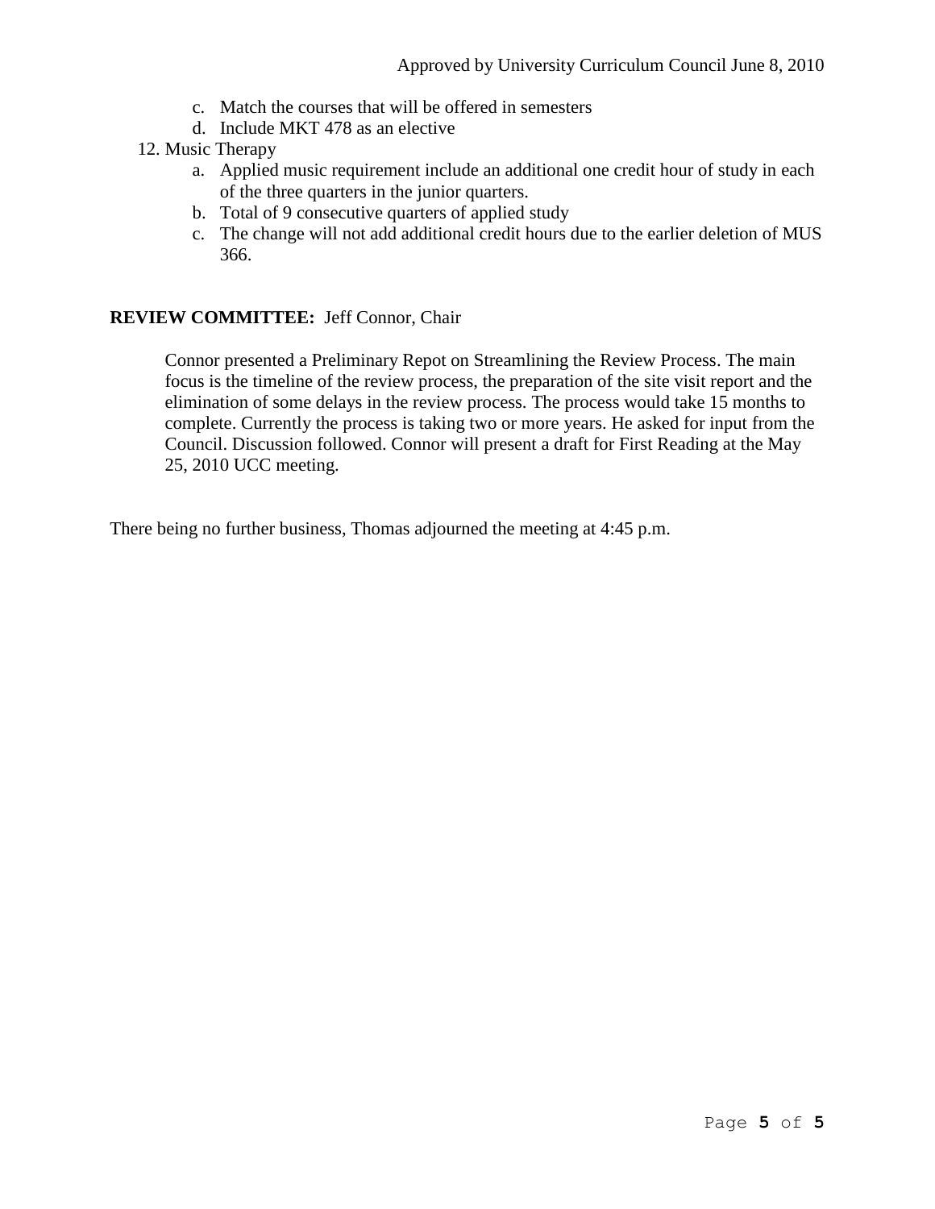c. Match the courses that will be offered in semesters
   d. Include MKT 478 as an elective

12. Music Therapy
    a. Applied music requirement include an additional one credit hour of study in each of the three quarters in the junior quarters.
    b. Total of 9 consecutive quarters of applied study
    c. The change will not add additional credit hours due to the earlier deletion of MUS 366.

**REVIEW COMMITTEE:** Jeff Connor, Chair

Connor presented a Preliminary Repot on Streamlining the Review Process. The main focus is the timeline of the review process, the preparation of the site visit report and the elimination of some delays in the review process. The process would take 15 months to complete. Currently the process is taking two or more years. He asked for input from the Council. Discussion followed. Connor will present a draft for First Reading at the May 25, 2010 UCC meeting.

There being no further business, Thomas adjourned the meeting at 4:45 p.m.